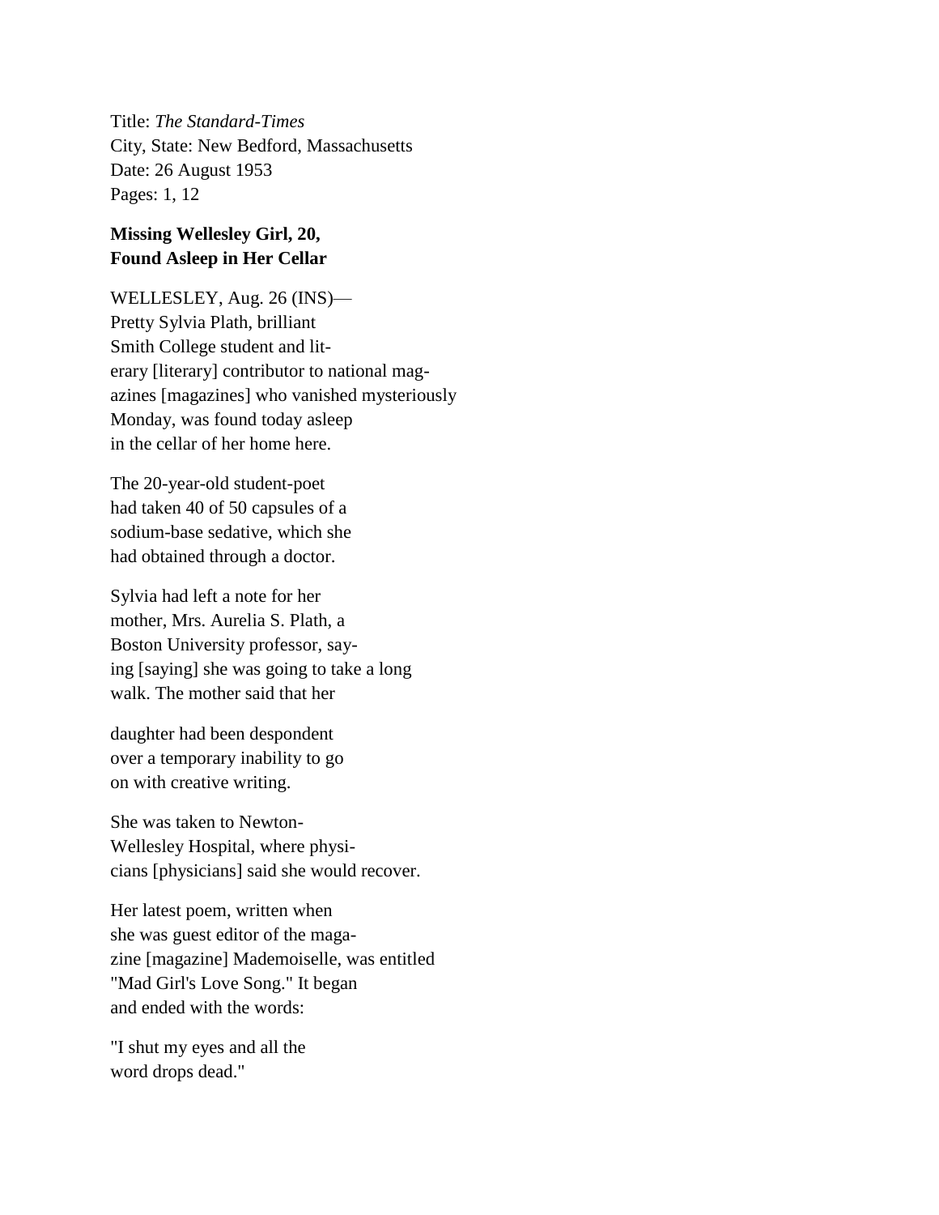Title: *The Standard-Times*
City, State: New Bedford, Massachusetts
Date: 26 August 1953
Pages: 1, 12

**Missing Wellesley Girl, 20, Found Asleep in Her Cellar**

WELLESLEY, Aug. 26 (INS)—Pretty Sylvia Plath, brilliant Smith College student and literary [literary] contributor to national magazines [magazines] who vanished mysteriously Monday, was found today asleep in the cellar of her home here.

The 20-year-old student-poet had taken 40 of 50 capsules of a sodium-base sedative, which she had obtained through a doctor.

Sylvia had left a note for her mother, Mrs. Aurelia S. Plath, a Boston University professor, saying [saying] she was going to take a long walk. The mother said that her

daughter had been despondent over a temporary inability to go on with creative writing.

She was taken to Newton-Wellesley Hospital, where physicians [physicians] said she would recover.

Her latest poem, written when she was guest editor of the magazine [magazine] Mademoiselle, was entitled "Mad Girl's Love Song." It began and ended with the words:

"I shut my eyes and all the word drops dead."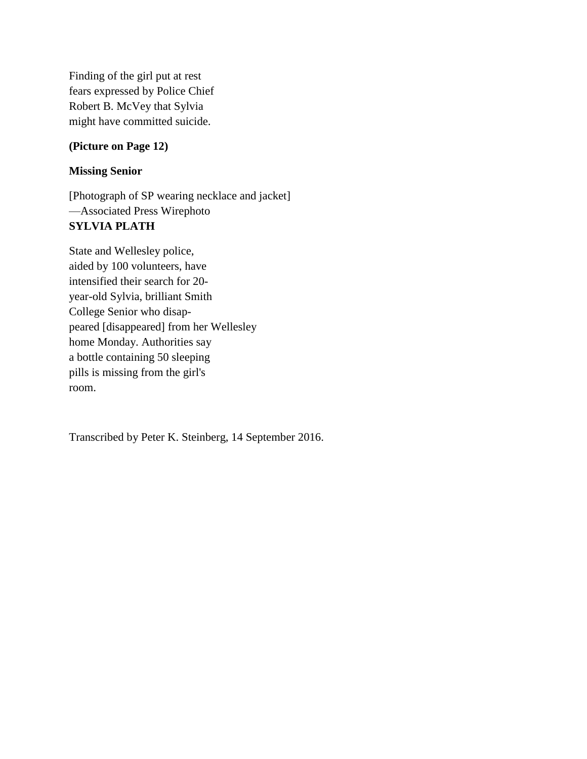Finding of the girl put at rest
fears expressed by Police Chief
Robert B. McVey that Sylvia
might have committed suicide.

**(Picture on Page 12)**

**Missing Senior**

[Photograph of SP wearing necklace and jacket]
—Associated Press Wirephoto
**SYLVIA PLATH**

State and Wellesley police,
aided by 100 volunteers, have
intensified their search for 20-
year-old Sylvia, brilliant Smith
College Senior who disap-
peared [disappeared] from her Wellesley
home Monday. Authorities say
a bottle containing 50 sleeping
pills is missing from the girl's
room.

Transcribed by Peter K. Steinberg, 14 September 2016.